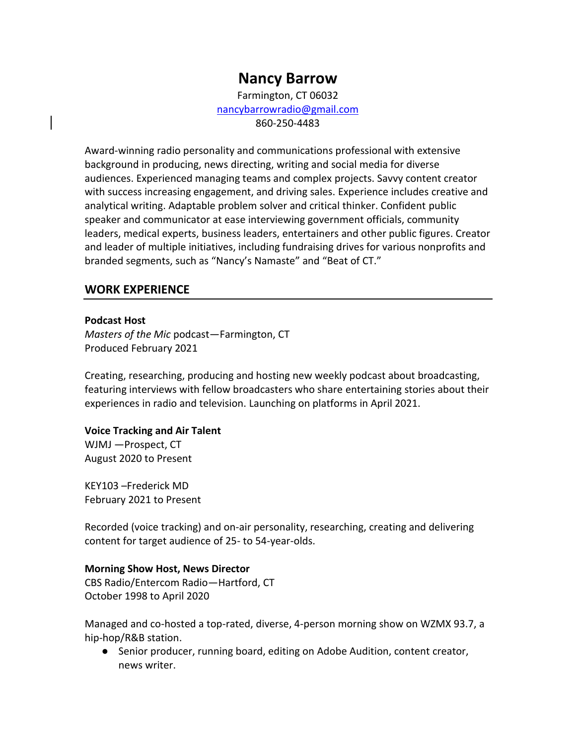# Nancy Barrow

Farmington, CT 06032
nancybarrowradio@gmail.com
860-250-4483

Award-winning radio personality and communications professional with extensive background in producing, news directing, writing and social media for diverse audiences. Experienced managing teams and complex projects. Savvy content creator with success increasing engagement, and driving sales. Experience includes creative and analytical writing. Adaptable problem solver and critical thinker. Confident public speaker and communicator at ease interviewing government officials, community leaders, medical experts, business leaders, entertainers and other public figures. Creator and leader of multiple initiatives, including fundraising drives for various nonprofits and branded segments, such as "Nancy's Namaste" and "Beat of CT."

## WORK EXPERIENCE

**Podcast Host**
*Masters of the Mic* podcast—Farmington, CT
Produced February 2021

Creating, researching, producing and hosting new weekly podcast about broadcasting, featuring interviews with fellow broadcasters who share entertaining stories about their experiences in radio and television. Launching on platforms in April 2021.

**Voice Tracking and Air Talent**
WJMJ —Prospect, CT
August 2020 to Present

KEY103 –Frederick MD
February 2021 to Present

Recorded (voice tracking) and on-air personality, researching, creating and delivering content for target audience of 25- to 54-year-olds.

**Morning Show Host, News Director**
CBS Radio/Entercom Radio—Hartford, CT
October 1998 to April 2020

Managed and co-hosted a top-rated, diverse, 4-person morning show on WZMX 93.7, a hip-hop/R&B station.

- Senior producer, running board, editing on Adobe Audition, content creator, news writer.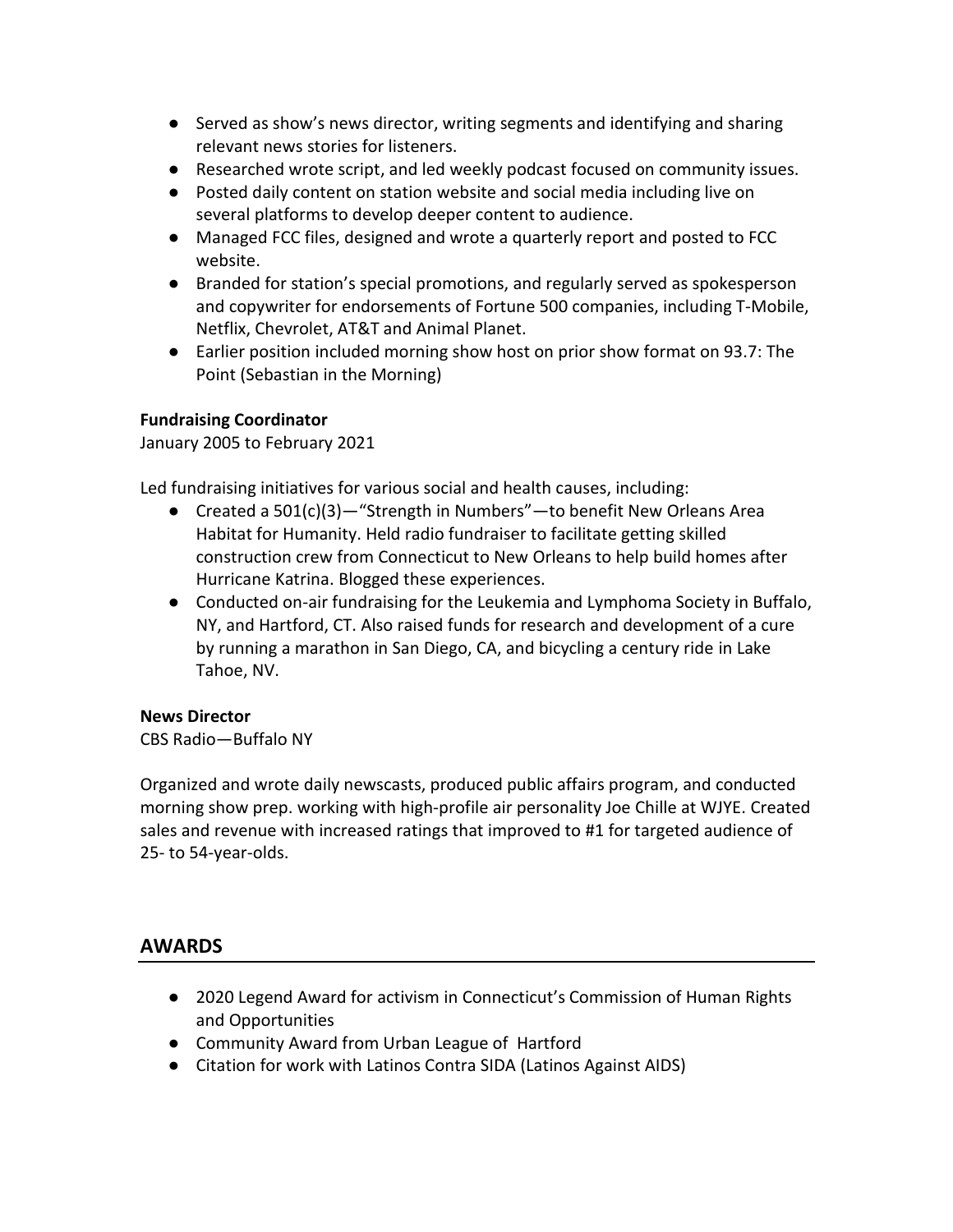- Served as show's news director, writing segments and identifying and sharing relevant news stories for listeners.
- Researched wrote script, and led weekly podcast focused on community issues.
- Posted daily content on station website and social media including live on several platforms to develop deeper content to audience.
- Managed FCC files, designed and wrote a quarterly report and posted to FCC website.
- Branded for station's special promotions, and regularly served as spokesperson and copywriter for endorsements of Fortune 500 companies, including T-Mobile, Netflix, Chevrolet, AT&T and Animal Planet.
- Earlier position included morning show host on prior show format on 93.7: The Point (Sebastian in the Morning)

**Fundraising Coordinator**
January 2005 to February 2021

Led fundraising initiatives for various social and health causes, including:

- Created a 501(c)(3)—"Strength in Numbers"—to benefit New Orleans Area Habitat for Humanity. Held radio fundraiser to facilitate getting skilled construction crew from Connecticut to New Orleans to help build homes after Hurricane Katrina. Blogged these experiences.
- Conducted on-air fundraising for the Leukemia and Lymphoma Society in Buffalo, NY, and Hartford, CT. Also raised funds for research and development of a cure by running a marathon in San Diego, CA, and bicycling a century ride in Lake Tahoe, NV.

**News Director**
CBS Radio—Buffalo NY

Organized and wrote daily newscasts, produced public affairs program, and conducted morning show prep. working with high-profile air personality Joe Chille at WJYE. Created sales and revenue with increased ratings that improved to #1 for targeted audience of 25- to 54-year-olds.

## AWARDS

- 2020 Legend Award for activism in Connecticut's Commission of Human Rights and Opportunities
- Community Award from Urban League of Hartford
- Citation for work with Latinos Contra SIDA (Latinos Against AIDS)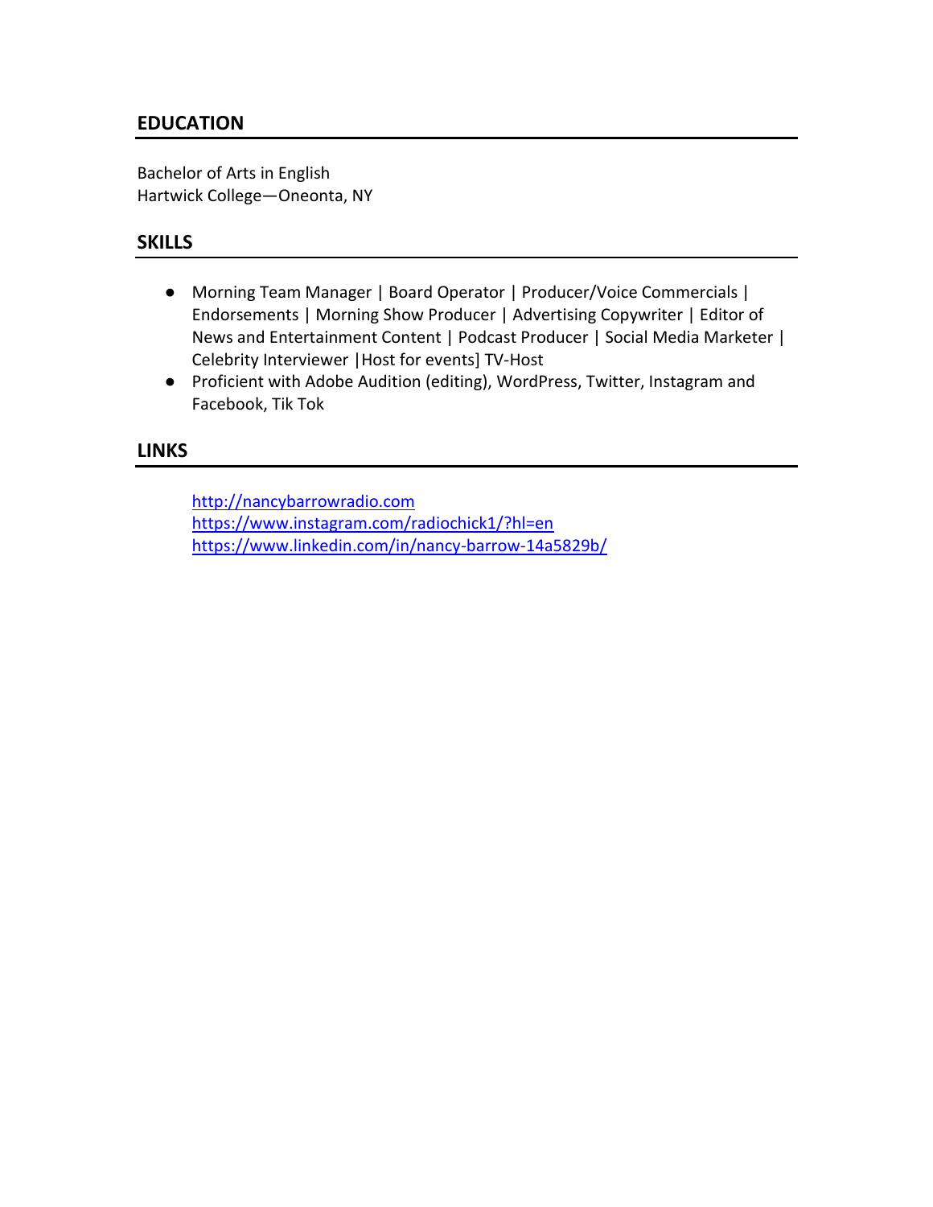## EDUCATION

Bachelor of Arts in English
Hartwick College—Oneonta, NY

## SKILLS

- Morning Team Manager | Board Operator | Producer/Voice Commercials | Endorsements | Morning Show Producer | Advertising Copywriter | Editor of News and Entertainment Content | Podcast Producer | Social Media Marketer | Celebrity Interviewer |Host for events] TV-Host
- Proficient with Adobe Audition (editing), WordPress, Twitter, Instagram and Facebook, Tik Tok

## LINKS

http://nancybarrowradio.com
https://www.instagram.com/radiochick1/?hl=en
https://www.linkedin.com/in/nancy-barrow-14a5829b/